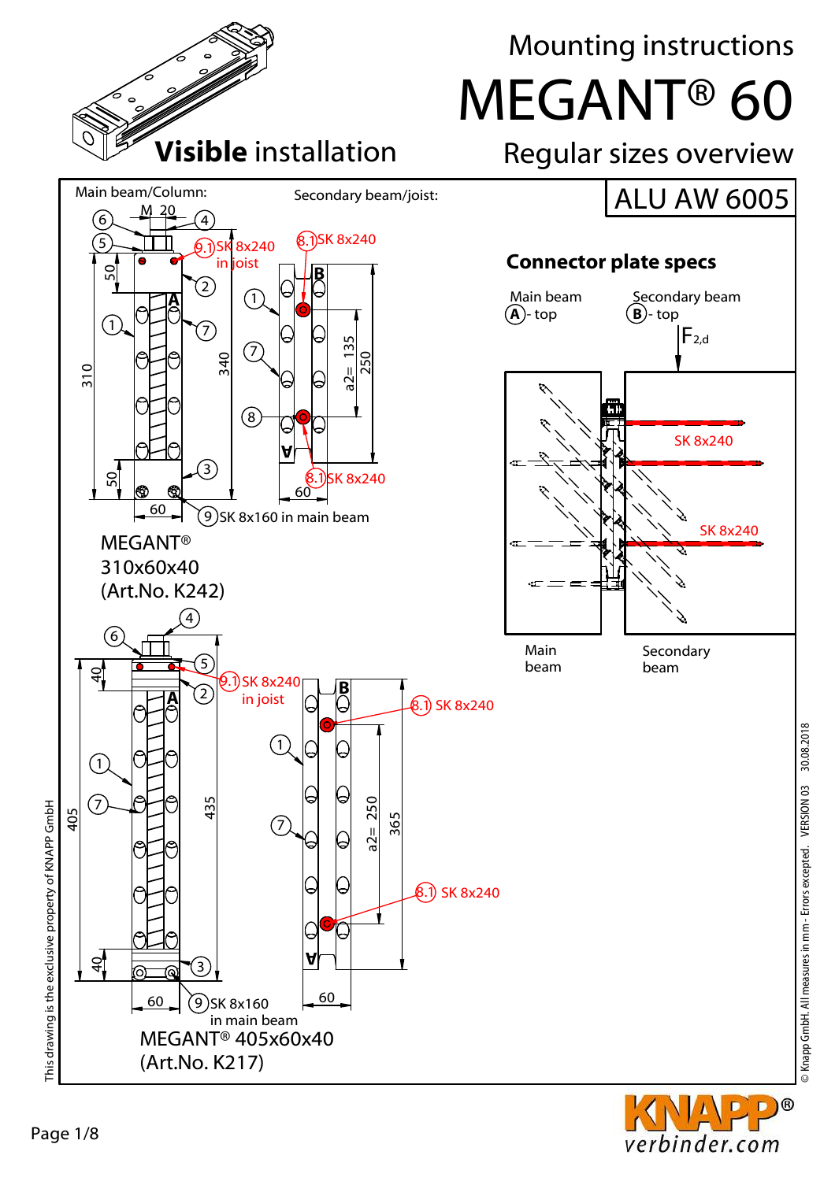# Mounting instructions

# MEGANT® 60

## Visible installation

## Regular sizes overview

**ALU AW 6005**

Main beam/Column:

M 20

6, 5, 4

9.1 SK 8x240 in joist

50

2

A

1

7

310

340

50

3

60

9 SK 8x160 in main beam

Secondary beam/joist:

8.1 SK 8x240

B

1

7

a2= 135

250

8

8.1 SK 8x240

60

MEGANT®
310x60x40
(Art.No. K242)

6, 4, 5

40

9.1 SK 8x240 in joist

2

A

1

7

405

435

40

3

60

9 SK 8x160 in main beam

B

8.1 SK 8x240

1

7

a2= 250

365

8.1 SK 8x240

60

MEGANT® 405x60x40
(Art.No. K217)

### Connector plate specs

Main beam (A) - top

Secondary beam (B) - top

$F_{2,d}$

SK 8x240

SK 8x240

Main beam

Secondary beam

This drawing is the exclusive property of KNAPP GmbH

© Knapp GmbH. All measures in mm - Errors excepted. VERSION 03 30.08.2018

KNAPP® verbinder.com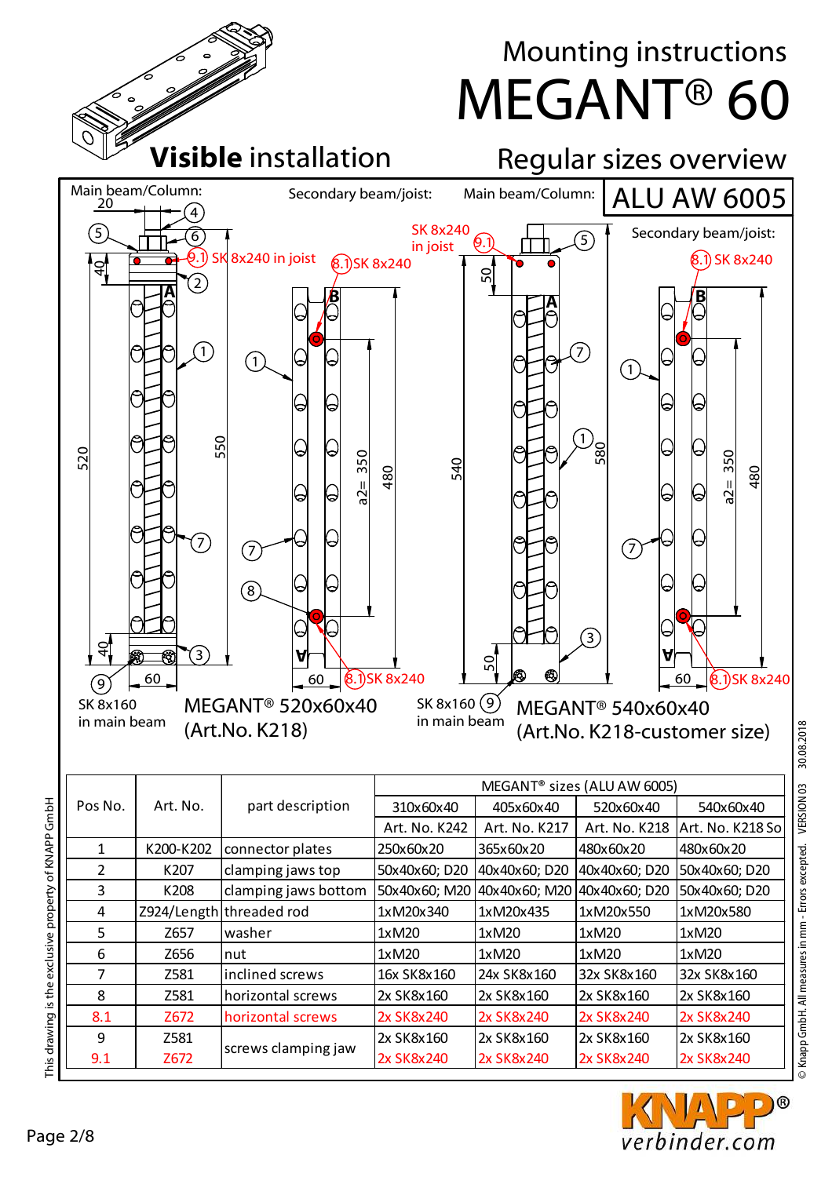# Mounting instructions MEGANT® 60

## Visible installation

## Regular sizes overview

ALU AW 6005

Main beam/Column: Secondary beam/joist: Main beam/Column: Secondary beam/joist:

SK 8x160 in main beam — MEGANT® 520x60x40 (Art.No. K218)

SK 8x160 in main beam — MEGANT® 540x60x40 (Art.No. K218-customer size)

| Pos No. | Art. No. | part description | MEGANT® sizes (ALU AW 6005) | | | |
|---|---|---|---|---|---|---|
| | | | 310x60x40 | 405x60x40 | 520x60x40 | 540x60x40 |
| | | | Art. No. K242 | Art. No. K217 | Art. No. K218 | Art. No. K218 So |
| 1 | K200-K202 | connector plates | 250x60x20 | 365x60x20 | 480x60x20 | 480x60x20 |
| 2 | K207 | clamping jaws top | 50x40x60; D20 | 40x40x60; D20 | 40x40x60; D20 | 50x40x60; D20 |
| 3 | K208 | clamping jaws bottom | 50x40x60; M20 | 40x40x60; M20 | 40x40x60; D20 | 50x40x60; D20 |
| 4 | Z924/Length | threaded rod | 1xM20x340 | 1xM20x435 | 1xM20x550 | 1xM20x580 |
| 5 | Z657 | washer | 1xM20 | 1xM20 | 1xM20 | 1xM20 |
| 6 | Z656 | nut | 1xM20 | 1xM20 | 1xM20 | 1xM20 |
| 7 | Z581 | inclined screws | 16x SK8x160 | 24x SK8x160 | 32x SK8x160 | 32x SK8x160 |
| 8 | Z581 | horizontal screws | 2x SK8x160 | 2x SK8x160 | 2x SK8x160 | 2x SK8x160 |
| 8.1 | Z672 | horizontal screws | 2x SK8x240 | 2x SK8x240 | 2x SK8x240 | 2x SK8x240 |
| 9 | Z581 | screws clamping jaw | 2x SK8x160 | 2x SK8x160 | 2x SK8x160 | 2x SK8x160 |
| 9.1 | Z672 | | 2x SK8x240 | 2x SK8x240 | 2x SK8x240 | 2x SK8x240 |

This drawing is the exclusive property of KNAPP GmbH

© Knapp GmbH. All measures in mm - Errors excepted. VERSION 03 30.08.2018

KNAPP® verbinder.com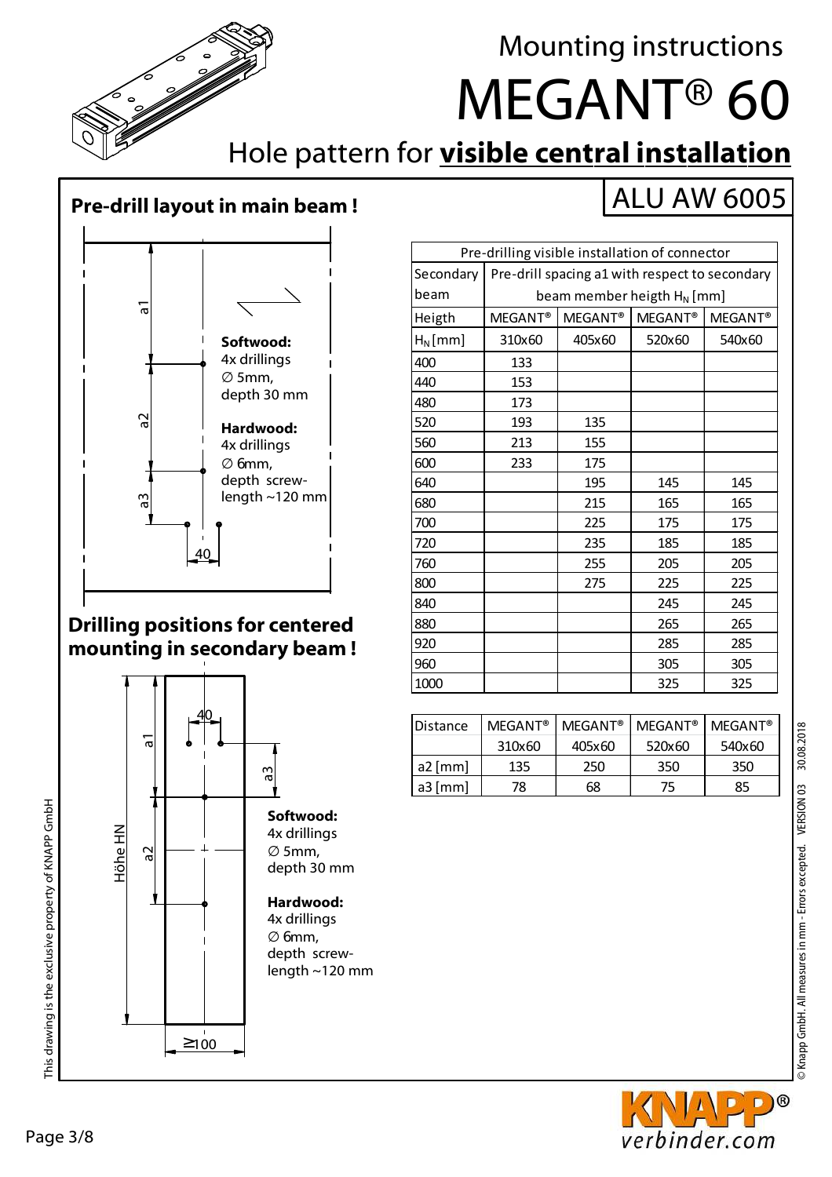# Mounting instructions

# MEGANT® 60

## Hole pattern for **visible central installation**

ALU AW 6005

### Pre-drill layout in main beam !

a1

a2

a3

40

**Softwood:**
4x drillings
∅ 5mm,
depth 30 mm

**Hardwood:**
4x drillings
∅ 6mm,
depth screw-length ~120 mm

### Drilling positions for centered mounting in secondary beam !

Höhe HN

a1

a2

a3

40

≥100

**Softwood:**
4x drillings
∅ 5mm,
depth 30 mm

**Hardwood:**
4x drillings
∅ 6mm,
depth screw-length ~120 mm

| Pre-drilling visible installation of connector | | | | |
|---|---|---|---|---|
| Secondary beam | Pre-drill spacing a1 with respect to secondary beam member heigth $H_N$ [mm] | | | |
| Heigth | MEGANT® | MEGANT® | MEGANT® | MEGANT® |
| $H_N$ [mm] | 310x60 | 405x60 | 520x60 | 540x60 |
| 400 | 133 | | | |
| 440 | 153 | | | |
| 480 | 173 | | | |
| 520 | 193 | 135 | | |
| 560 | 213 | 155 | | |
| 600 | 233 | 175 | | |
| 640 | | 195 | 145 | 145 |
| 680 | | 215 | 165 | 165 |
| 700 | | 225 | 175 | 175 |
| 720 | | 235 | 185 | 185 |
| 760 | | 255 | 205 | 205 |
| 800 | | 275 | 225 | 225 |
| 840 | | | 245 | 245 |
| 880 | | | 265 | 265 |
| 920 | | | 285 | 285 |
| 960 | | | 305 | 305 |
| 1000 | | | 325 | 325 |

| Distance | MEGANT® 310x60 | MEGANT® 405x60 | MEGANT® 520x60 | MEGANT® 540x60 |
|---|---|---|---|---|
| a2 [mm] | 135 | 250 | 350 | 350 |
| a3 [mm] | 78 | 68 | 75 | 85 |

This drawing is the exclusive property of KNAPP GmbH

© Knapp GmbH. All measures in mm - Errors excepted. VERSION 03 30.08.2018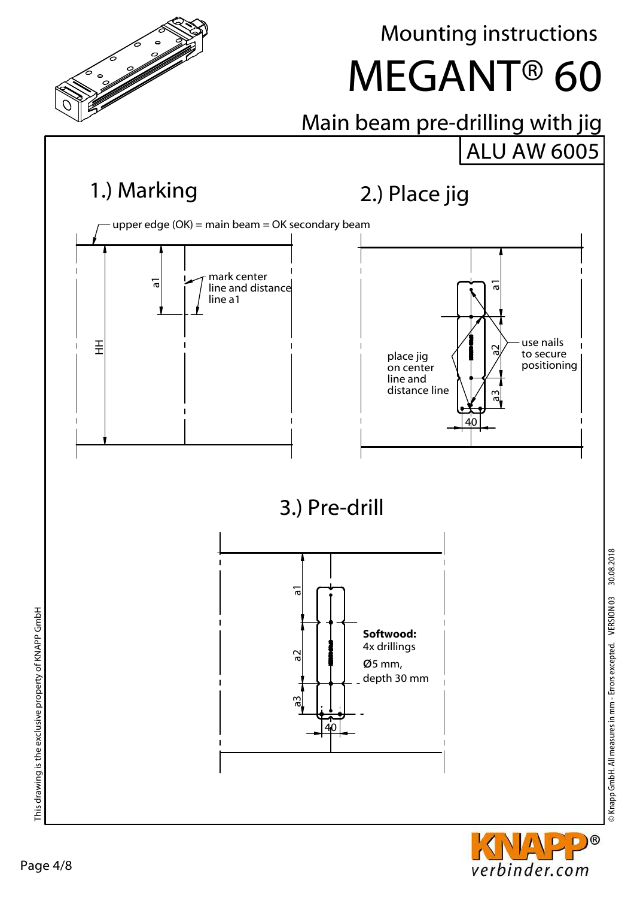# Mounting instructions

# MEGANT® 60

## Main beam pre-drilling with jig

ALU AW 6005

### 1.) Marking

upper edge (OK) = main beam = OK secondary beam

a1

mark center line and distance line a1

HH

### 2.) Place jig

a1

a2

a3

40

place jig on center line and distance line

use nails to secure positioning

### 3.) Pre-drill

a1

a2

a3

40

**Softwood:**
4x drillings
Ø5 mm,
depth 30 mm

This drawing is the exclusive property of KNAPP GmbH

© Knapp GmbH. All measures in mm - Errors excepted. VERSION 03 30.08.2018

KNAPP® verbinder.com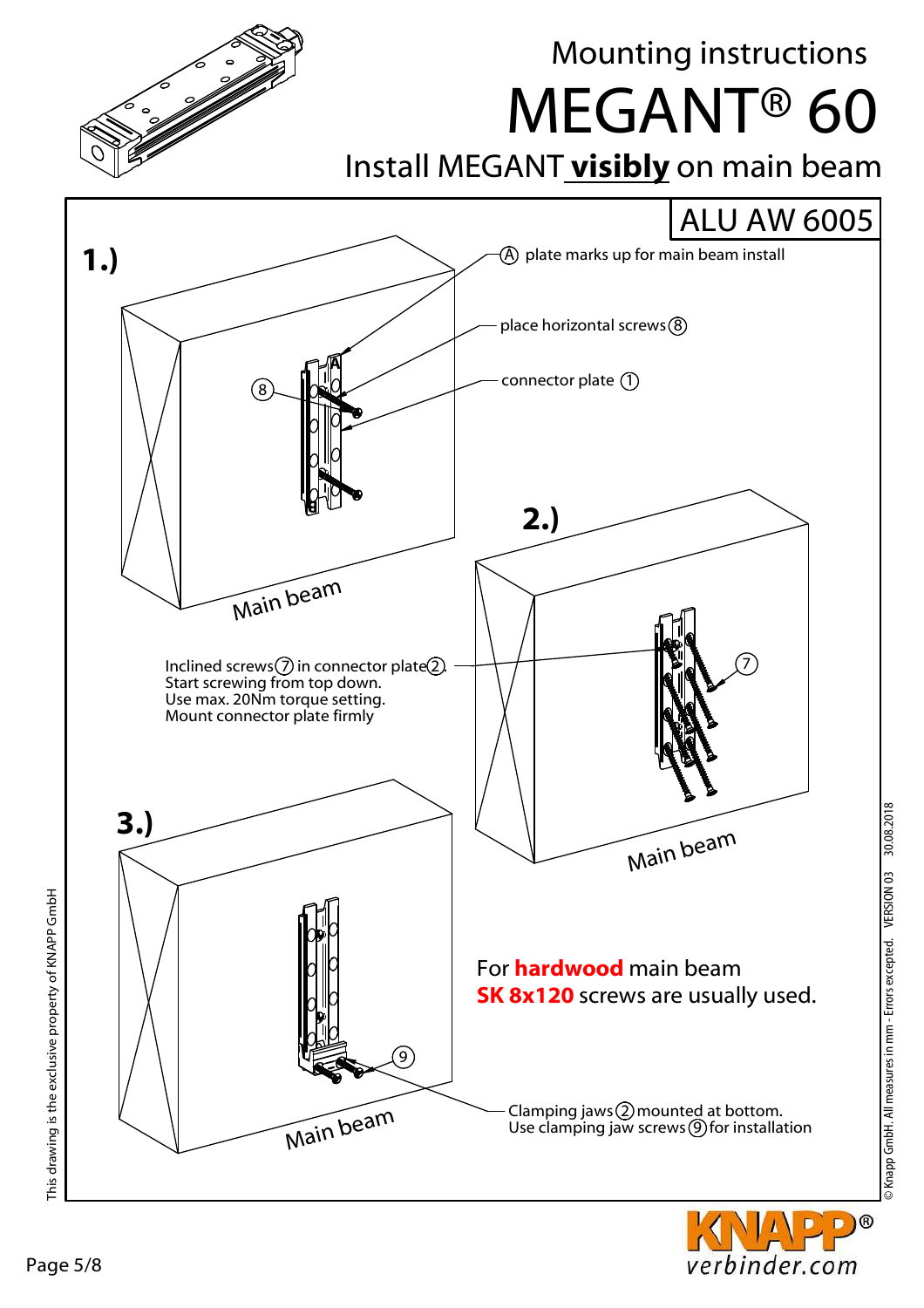# Mounting instructions

# MEGANT® 60

## Install MEGANT **visibly** on main beam

ALU AW 6005

**1.)**

Ⓐ plate marks up for main beam install

place horizontal screws ⑧

connector plate ①

Main beam

**2.)**

Inclined screws ⑦ in connector plate ②.
Start screwing from top down.
Use max. 20Nm torque setting.
Mount connector plate firmly

Main beam

**3.)**

Main beam

For **hardwood** main beam
**SK 8x120** screws are usually used.

Clamping jaws ② mounted at bottom.
Use clamping jaw screws ⑨ for installation

This drawing is the exclusive property of KNAPP GmbH

© Knapp GmbH. All measures in mm - Errors excepted. VERSION 03 30.08.2018

KNAPP® verbinder.com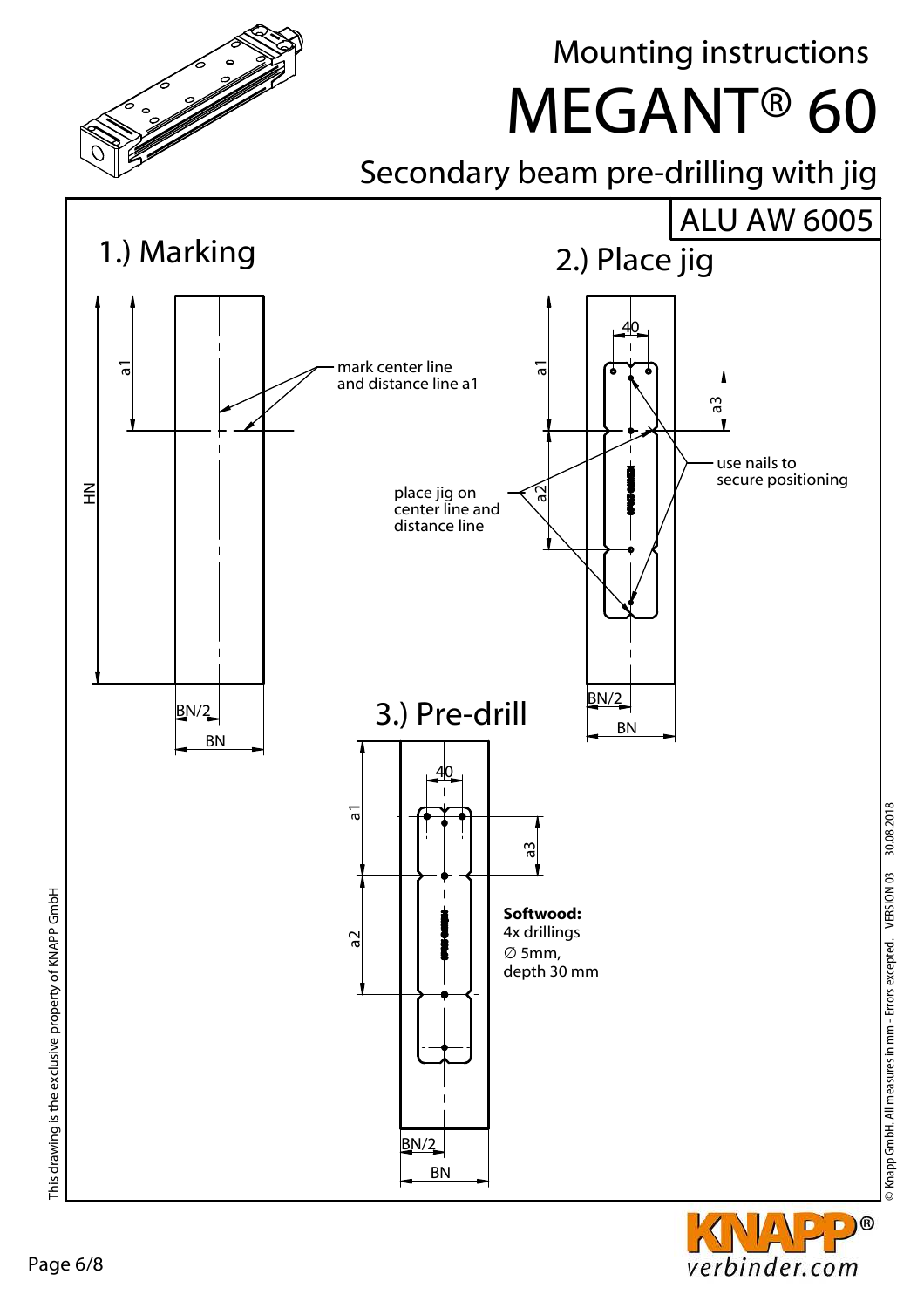# Mounting instructions

# MEGANT® 60

## Secondary beam pre-drilling with jig

ALU AW 6005

### 1.) Marking

mark center line and distance line a1

a1

HN

BN/2

BN

### 2.) Place jig

40

a1

a3

a2

place jig on center line and distance line

use nails to secure positioning

BN/2

BN

### 3.) Pre-drill

40

a1

a3

a2

**Softwood:**
4x drillings
∅ 5mm,
depth 30 mm

BN/2

BN

This drawing is the exclusive property of KNAPP GmbH

© Knapp GmbH. All measures in mm - Errors excepted. VERSION 03 30.08.2018

KNAPP® verbinder.com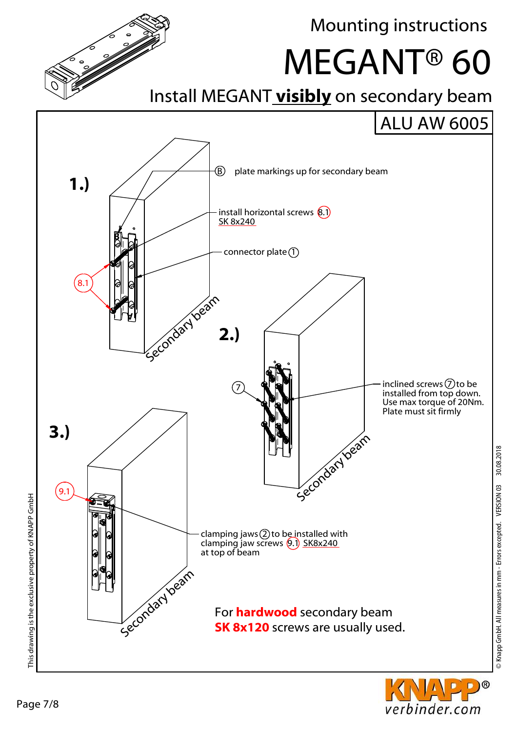Mounting instructions

# MEGANT® 60

## Install MEGANT **visibly** on secondary beam

ALU AW 6005

**1.)**

Ⓑ plate markings up for secondary beam

install horizontal screws (8.1) SK 8x240

connector plate (1)

8.1

Secondary beam

**2.)**

(7)

inclined screws (7) to be installed from top down. Use max torque of 20Nm. Plate must sit firmly

Secondary beam

**3.)**

9.1

clamping jaws (2) to be installed with clamping jaw screws (9.1) SK8x240 at top of beam

Secondary beam

For **hardwood** secondary beam
**SK 8x120** screws are usually used.

This drawing is the exclusive property of KNAPP GmbH

© Knapp GmbH. All measures in mm - Errors excepted. VERSION 03 30.08.2018

KNAPP® verbinder.com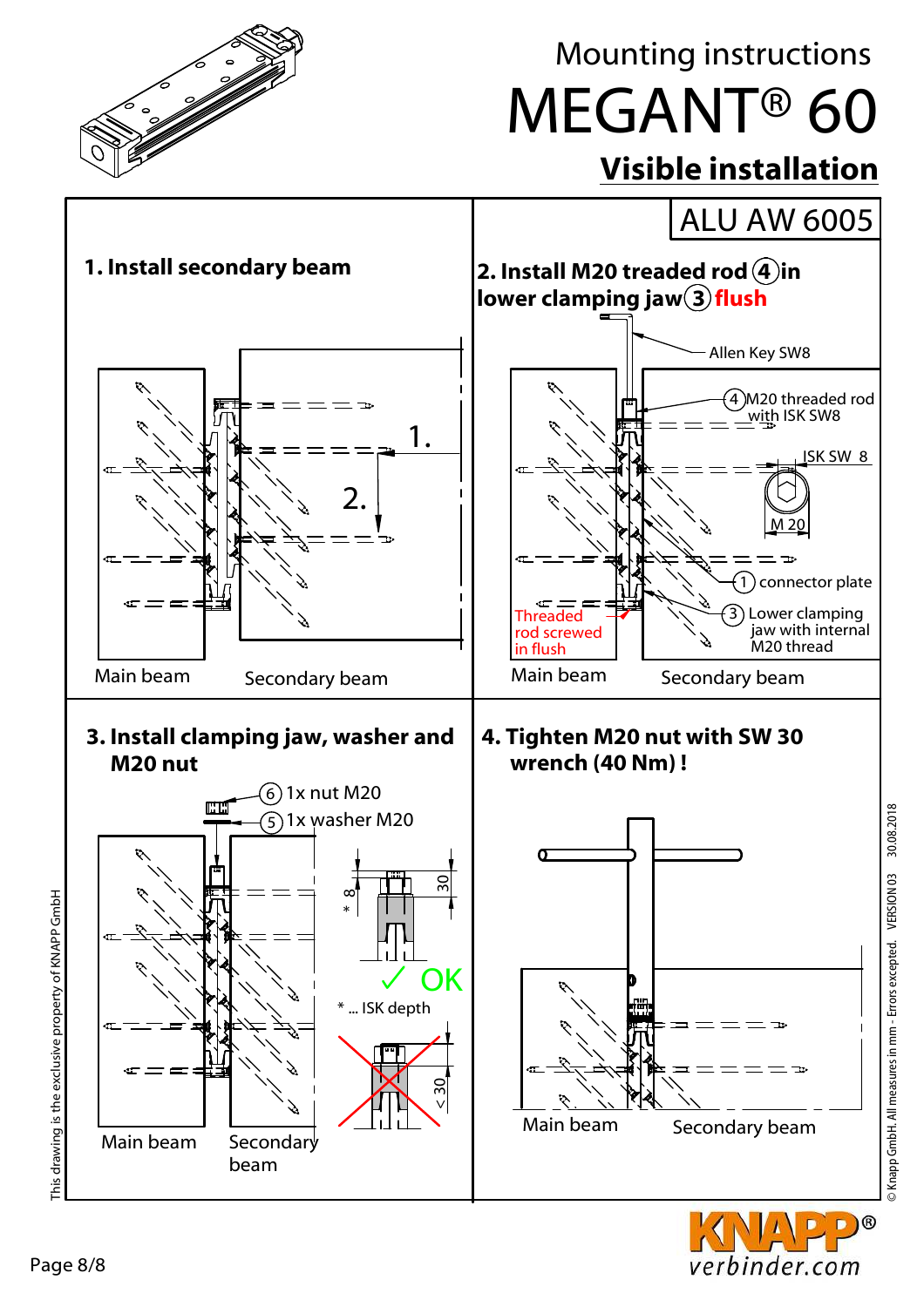# Mounting instructions

# MEGANT® 60

## Visible installation

ALU AW 6005

### 1. Install secondary beam

1.

2.

Main beam

Secondary beam

### 2. Install M20 treaded rod (4) in lower clamping jaw (3) flush

Allen Key SW8

(4) M20 threaded rod with ISK SW8

ISK SW 8

M 20

(1) connector plate

(3) Lower clamping jaw with internal M20 thread

Threaded rod screwed in flush

Main beam

Secondary beam

### 3. Install clamping jaw, washer and M20 nut

(6) 1x nut M20

(5) 1x washer M20

* 8

30

✓ OK

* ... ISK depth

< 30

Main beam

Secondary beam

### 4. Tighten M20 nut with SW 30 wrench (40 Nm) !

Main beam

Secondary beam

This drawing is the exclusive property of KNAPP GmbH

© Knapp GmbH. All measures in mm - Errors excepted. VERSION 03 30.08.2018

KNAPP® verbinder.com